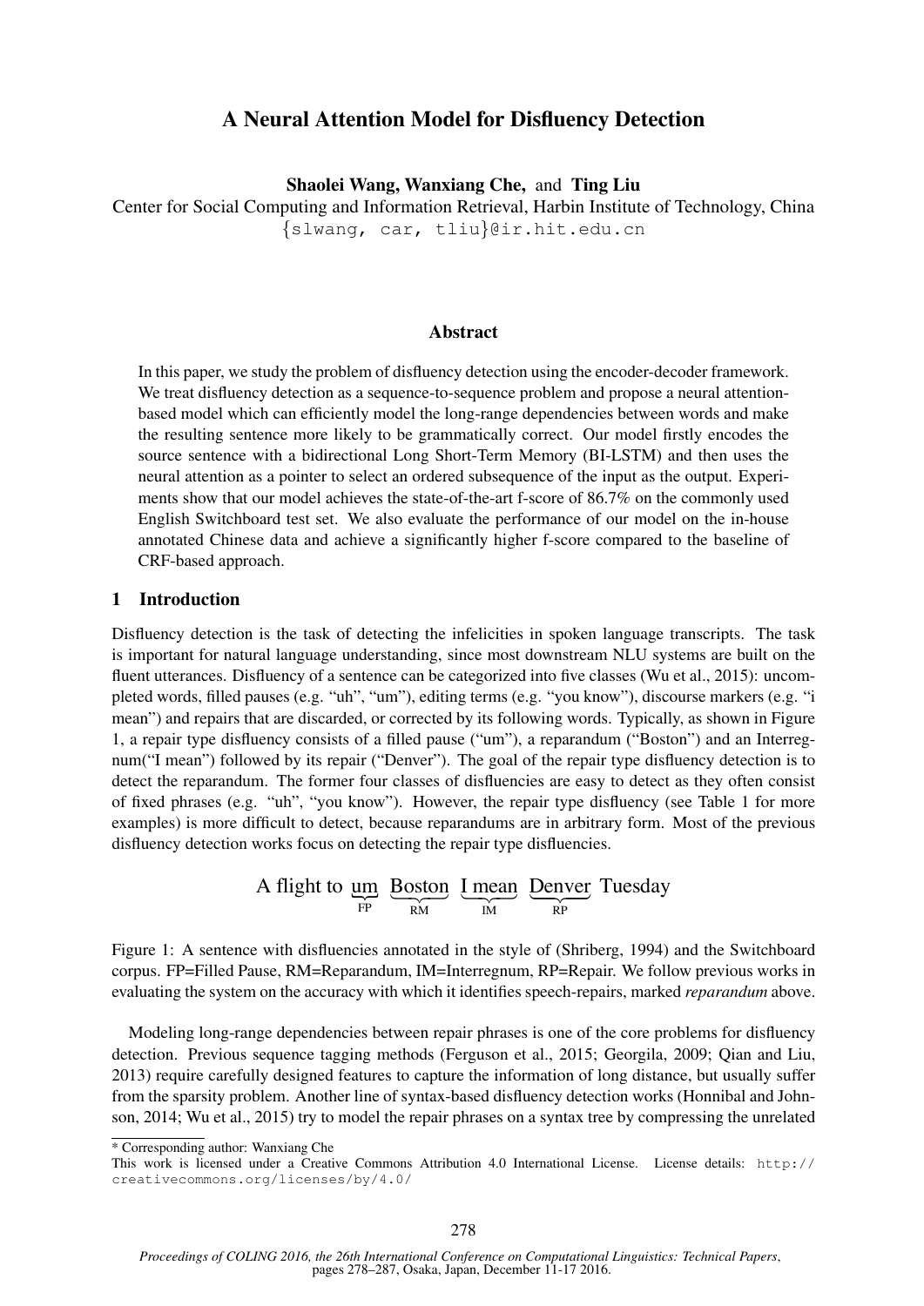# A Neural Attention Model for Disfluency Detection

**Shaolei Wang, Wanxiang Che, and Ting Liu**

Center for Social Computing and Information Retrieval, Harbin Institute of Technology, China

{slwang, car, tliu}@ir.hit.edu.cn

## Abstract

In this paper, we study the problem of disfluency detection using the encoder-decoder framework. We treat disfluency detection as a sequence-to-sequence problem and propose a neural attention-based model which can efficiently model the long-range dependencies between words and make the resulting sentence more likely to be grammatically correct. Our model firstly encodes the source sentence with a bidirectional Long Short-Term Memory (BI-LSTM) and then uses the neural attention as a pointer to select an ordered subsequence of the input as the output. Experiments show that our model achieves the state-of-the-art f-score of 86.7% on the commonly used English Switchboard test set. We also evaluate the performance of our model on the in-house annotated Chinese data and achieve a significantly higher f-score compared to the baseline of CRF-based approach.

## 1 Introduction

Disfluency detection is the task of detecting the infelicities in spoken language transcripts. The task is important for natural language understanding, since most downstream NLU systems are built on the fluent utterances. Disfluency of a sentence can be categorized into five classes (Wu et al., 2015): uncompleted words, filled pauses (e.g. "uh", "um"), editing terms (e.g. "you know"), discourse markers (e.g. "i mean") and repairs that are discarded, or corrected by its following words. Typically, as shown in Figure 1, a repair type disfluency consists of a filled pause ("um"), a reparandum ("Boston") and an Interregnum("I mean") followed by its repair ("Denver"). The goal of the repair type disfluency detection is to detect the reparandum. The former four classes of disfluencies are easy to detect as they often consist of fixed phrases (e.g. "uh", "you know"). However, the repair type disfluency (see Table 1 for more examples) is more difficult to detect, because reparandums are in arbitrary form. Most of the previous disfluency detection works focus on detecting the repair type disfluencies.

$$\text{A flight to } \underbrace{\text{um}}_{\text{FP}} \ \underbrace{\text{Boston}}_{\text{RM}} \ \underbrace{\text{I mean}}_{\text{IM}} \ \underbrace{\text{Denver}}_{\text{RP}} \text{ Tuesday}$$

Figure 1: A sentence with disfluencies annotated in the style of (Shriberg, 1994) and the Switchboard corpus. FP=Filled Pause, RM=Reparandum, IM=Interregnum, RP=Repair. We follow previous works in evaluating the system on the accuracy with which it identifies speech-repairs, marked *reparandum* above.

Modeling long-range dependencies between repair phrases is one of the core problems for disfluency detection. Previous sequence tagging methods (Ferguson et al., 2015; Georgila, 2009; Qian and Liu, 2013) require carefully designed features to capture the information of long distance, but usually suffer from the sparsity problem. Another line of syntax-based disfluency detection works (Honnibal and Johnson, 2014; Wu et al., 2015) try to model the repair phrases on a syntax tree by compressing the unrelated

* Corresponding author: Wanxiang Che

This work is licensed under a Creative Commons Attribution 4.0 International License. License details: http://creativecommons.org/licenses/by/4.0/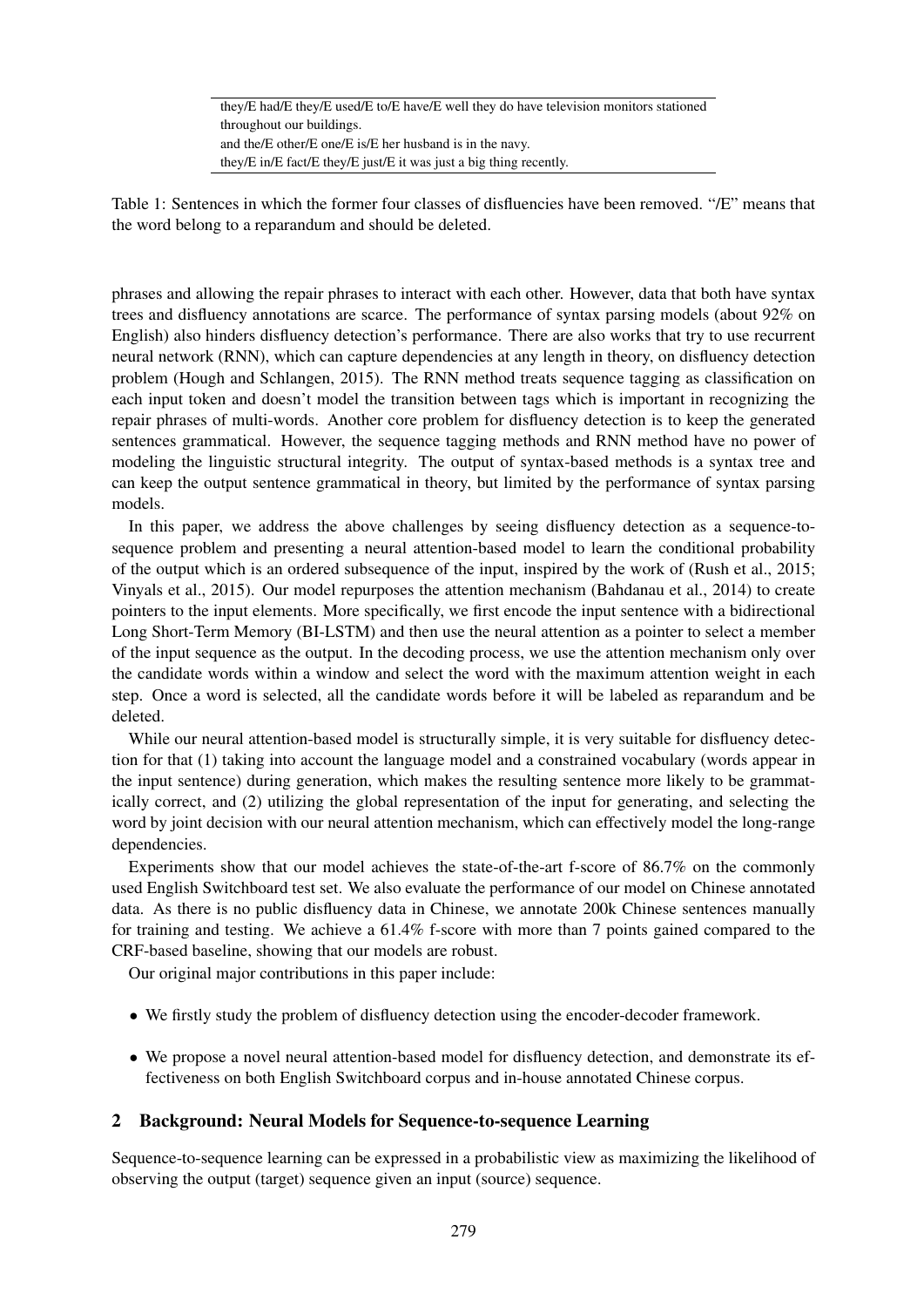| they/E had/E they/E used/E to/E have/E well they do have television monitors stationed throughout our buildings. |
|---|
| and the/E other/E one/E is/E her husband is in the navy. |
| they/E in/E fact/E they/E just/E it was just a big thing recently. |

Table 1: Sentences in which the former four classes of disfluencies have been removed. "/E" means that the word belong to a reparandum and should be deleted.

phrases and allowing the repair phrases to interact with each other. However, data that both have syntax trees and disfluency annotations are scarce. The performance of syntax parsing models (about 92% on English) also hinders disfluency detection's performance. There are also works that try to use recurrent neural network (RNN), which can capture dependencies at any length in theory, on disfluency detection problem (Hough and Schlangen, 2015). The RNN method treats sequence tagging as classification on each input token and doesn't model the transition between tags which is important in recognizing the repair phrases of multi-words. Another core problem for disfluency detection is to keep the generated sentences grammatical. However, the sequence tagging methods and RNN method have no power of modeling the linguistic structural integrity. The output of syntax-based methods is a syntax tree and can keep the output sentence grammatical in theory, but limited by the performance of syntax parsing models.

In this paper, we address the above challenges by seeing disfluency detection as a sequence-to-sequence problem and presenting a neural attention-based model to learn the conditional probability of the output which is an ordered subsequence of the input, inspired by the work of (Rush et al., 2015; Vinyals et al., 2015). Our model repurposes the attention mechanism (Bahdanau et al., 2014) to create pointers to the input elements. More specifically, we first encode the input sentence with a bidirectional Long Short-Term Memory (BI-LSTM) and then use the neural attention as a pointer to select a member of the input sequence as the output. In the decoding process, we use the attention mechanism only over the candidate words within a window and select the word with the maximum attention weight in each step. Once a word is selected, all the candidate words before it will be labeled as reparandum and be deleted.

While our neural attention-based model is structurally simple, it is very suitable for disfluency detection for that (1) taking into account the language model and a constrained vocabulary (words appear in the input sentence) during generation, which makes the resulting sentence more likely to be grammatically correct, and (2) utilizing the global representation of the input for generating, and selecting the word by joint decision with our neural attention mechanism, which can effectively model the long-range dependencies.

Experiments show that our model achieves the state-of-the-art f-score of 86.7% on the commonly used English Switchboard test set. We also evaluate the performance of our model on Chinese annotated data. As there is no public disfluency data in Chinese, we annotate 200k Chinese sentences manually for training and testing. We achieve a 61.4% f-score with more than 7 points gained compared to the CRF-based baseline, showing that our models are robust.

Our original major contributions in this paper include:

- We firstly study the problem of disfluency detection using the encoder-decoder framework.
- We propose a novel neural attention-based model for disfluency detection, and demonstrate its effectiveness on both English Switchboard corpus and in-house annotated Chinese corpus.

## 2 Background: Neural Models for Sequence-to-sequence Learning

Sequence-to-sequence learning can be expressed in a probabilistic view as maximizing the likelihood of observing the output (target) sequence given an input (source) sequence.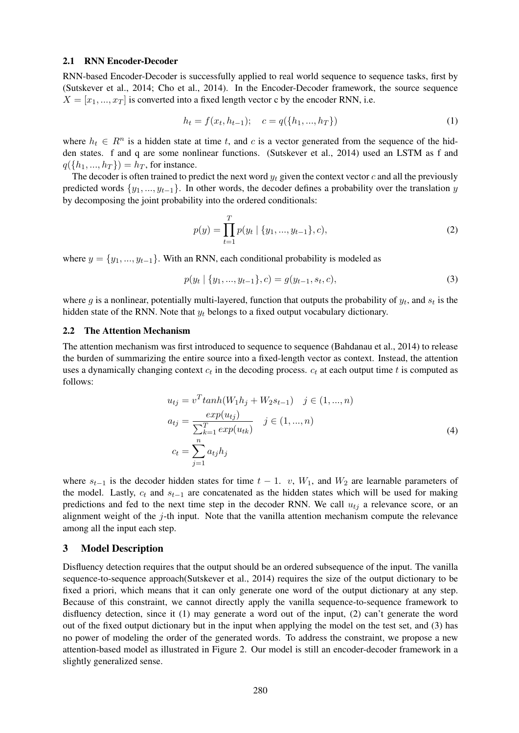### 2.1 RNN Encoder-Decoder

RNN-based Encoder-Decoder is successfully applied to real world sequence to sequence tasks, first by (Sutskever et al., 2014; Cho et al., 2014). In the Encoder-Decoder framework, the source sequence $X = [x_1, ..., x_T]$ is converted into a fixed length vector c by the encoder RNN, i.e.

$$h_t = f(x_t, h_{t-1}); \quad c = q(\{h_1, ..., h_T\}) \tag{1}$$

where $h_t \in R^n$ is a hidden state at time $t$, and $c$ is a vector generated from the sequence of the hidden states. f and q are some nonlinear functions. (Sutskever et al., 2014) used an LSTM as f and $q(\{h_1, ..., h_T\}) = h_T$, for instance.

The decoder is often trained to predict the next word $y_t$ given the context vector $c$ and all the previously predicted words $\{y_1, ..., y_{t-1}\}$. In other words, the decoder defines a probability over the translation $y$ by decomposing the joint probability into the ordered conditionals:

$$p(y) = \prod_{t=1}^{T} p(y_t \mid \{y_1, ..., y_{t-1}\}, c), \tag{2}$$

where $y = \{y_1, ..., y_{t-1}\}$. With an RNN, each conditional probability is modeled as

$$p(y_t \mid \{y_1, ..., y_{t-1}\}, c) = g(y_{t-1}, s_t, c), \tag{3}$$

where $g$ is a nonlinear, potentially multi-layered, function that outputs the probability of $y_t$, and $s_t$ is the hidden state of the RNN. Note that $y_t$ belongs to a fixed output vocabulary dictionary.

### 2.2 The Attention Mechanism

The attention mechanism was first introduced to sequence to sequence (Bahdanau et al., 2014) to release the burden of summarizing the entire source into a fixed-length vector as context. Instead, the attention uses a dynamically changing context $c_t$ in the decoding process. $c_t$ at each output time $t$ is computed as follows:

$$\begin{aligned}
u_{tj} &= v^T tanh(W_1 h_j + W_2 s_{t-1}) \quad j \in (1, ..., n) \\
a_{tj} &= \frac{exp(u_{tj})}{\sum_{k=1}^{T} exp(u_{tk})} \quad j \in (1, ..., n) \\
c_t &= \sum_{j=1}^{n} a_{tj} h_j
\end{aligned} \tag{4}$$

where $s_{t-1}$ is the decoder hidden states for time $t - 1$. $v$, $W_1$, and $W_2$ are learnable parameters of the model. Lastly, $c_t$ and $s_{t-1}$ are concatenated as the hidden states which will be used for making predictions and fed to the next time step in the decoder RNN. We call $u_{tj}$ a relevance score, or an alignment weight of the $j$-th input. Note that the vanilla attention mechanism compute the relevance among all the input each step.

## 3 Model Description

Disfluency detection requires that the output should be an ordered subsequence of the input. The vanilla sequence-to-sequence approach(Sutskever et al., 2014) requires the size of the output dictionary to be fixed a priori, which means that it can only generate one word of the output dictionary at any step. Because of this constraint, we cannot directly apply the vanilla sequence-to-sequence framework to disfluency detection, since it (1) may generate a word out of the input, (2) can't generate the word out of the fixed output dictionary but in the input when applying the model on the test set, and (3) has no power of modeling the order of the generated words. To address the constraint, we propose a new attention-based model as illustrated in Figure 2. Our model is still an encoder-decoder framework in a slightly generalized sense.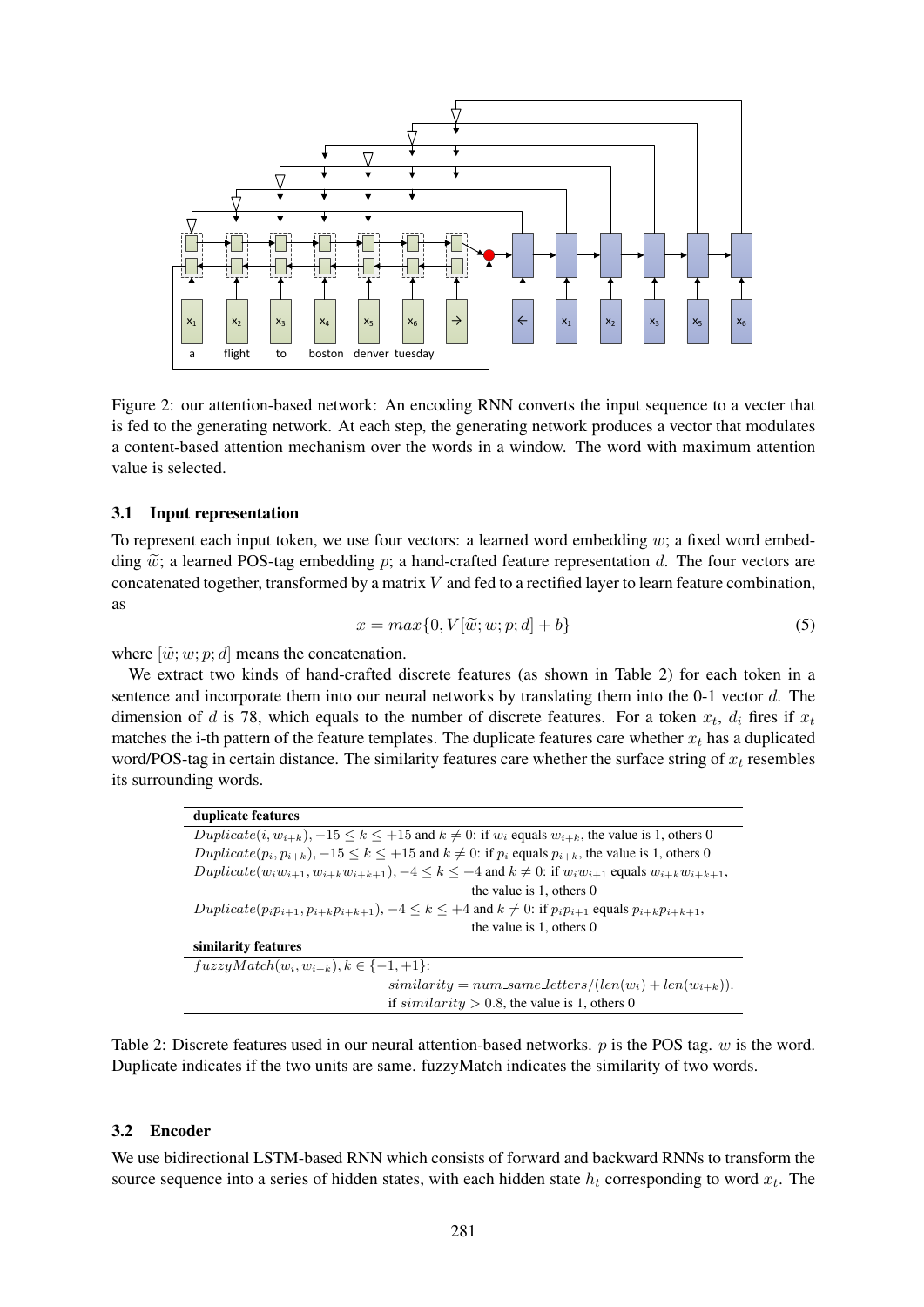Figure 2: our attention-based network: An encoding RNN converts the input sequence to a vecter that is fed to the generating network. At each step, the generating network produces a vector that modulates a content-based attention mechanism over the words in a window. The word with maximum attention value is selected.

### 3.1 Input representation

To represent each input token, we use four vectors: a learned word embedding $w$; a fixed word embedding $\widetilde{w}$; a learned POS-tag embedding $p$; a hand-crafted feature representation $d$. The four vectors are concatenated together, transformed by a matrix $V$ and fed to a rectified layer to learn feature combination, as

$$x = max\{0, V[\widetilde{w}; w; p; d] + b\} \tag{5}$$

where $[\widetilde{w}; w; p; d]$ means the concatenation.

We extract two kinds of hand-crafted discrete features (as shown in Table 2) for each token in a sentence and incorporate them into our neural networks by translating them into the 0-1 vector $d$. The dimension of $d$ is 78, which equals to the number of discrete features. For a token $x_t$, $d_i$ fires if $x_t$ matches the i-th pattern of the feature templates. The duplicate features care whether $x_t$ has a duplicated word/POS-tag in certain distance. The similarity features care whether the surface string of $x_t$ resembles its surrounding words.

| **duplicate features** |
|---|
| $Duplicate(i, w_{i+k}), -15 \leq k \leq +15$ and $k \neq 0$: if $w_i$ equals $w_{i+k}$, the value is 1, others 0 |
| $Duplicate(p_i, p_{i+k}), -15 \leq k \leq +15$ and $k \neq 0$: if $p_i$ equals $p_{i+k}$, the value is 1, others 0 |
| $Duplicate(w_i w_{i+1}, w_{i+k} w_{i+k+1}), -4 \leq k \leq +4$ and $k \neq 0$: if $w_i w_{i+1}$ equals $w_{i+k} w_{i+k+1}$, the value is 1, others 0 |
| $Duplicate(p_i p_{i+1}, p_{i+k} p_{i+k+1}), -4 \leq k \leq +4$ and $k \neq 0$: if $p_i p_{i+1}$ equals $p_{i+k} p_{i+k+1}$, the value is 1, others 0 |
| **similarity features** |
| $fuzzyMatch(w_i, w_{i+k}), k \in \{-1, +1\}$: $similarity = num\_same\_letters/(len(w_i) + len(w_{i+k}))$. if $similarity > 0.8$, the value is 1, others 0 |

Table 2: Discrete features used in our neural attention-based networks. $p$ is the POS tag. $w$ is the word. Duplicate indicates if the two units are same. fuzzyMatch indicates the similarity of two words.

### 3.2 Encoder

We use bidirectional LSTM-based RNN which consists of forward and backward RNNs to transform the source sequence into a series of hidden states, with each hidden state $h_t$ corresponding to word $x_t$. The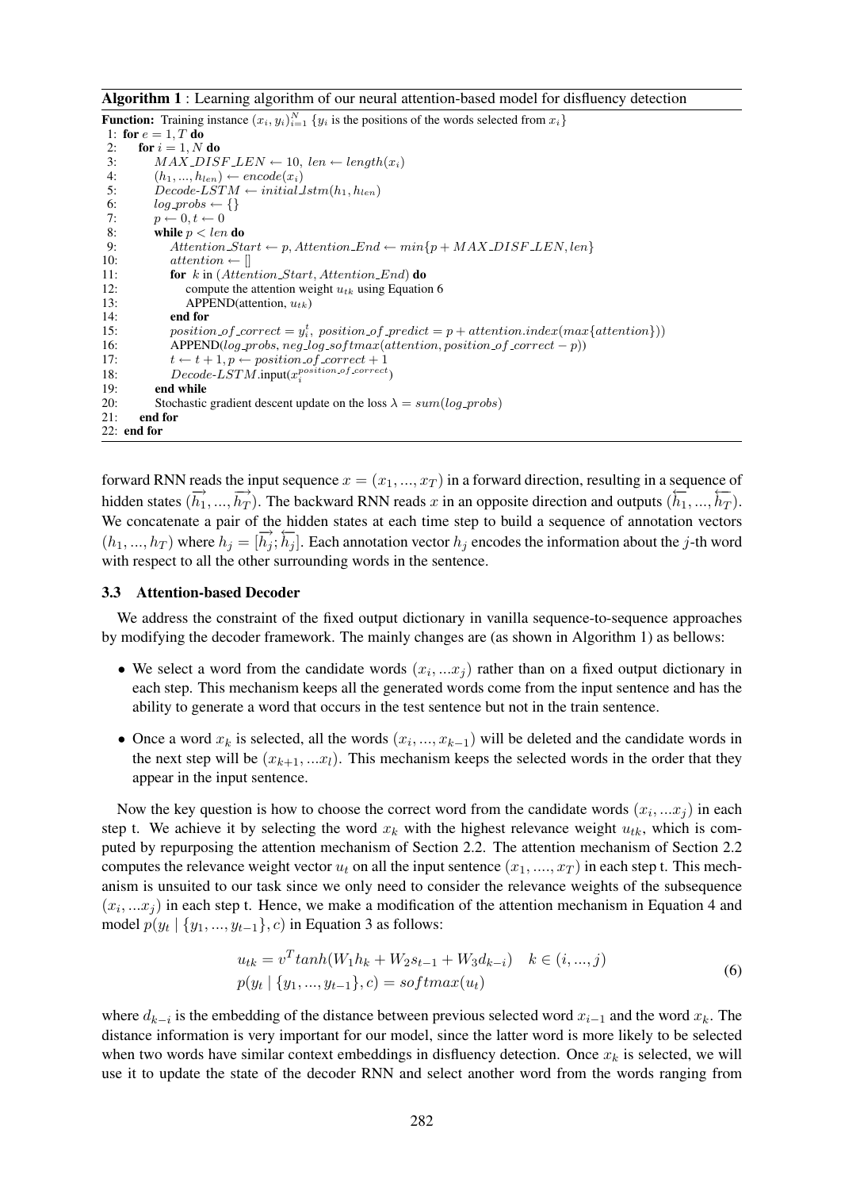**Algorithm 1** : Learning algorithm of our neural attention-based model for disfluency detection

```
Function: Training instance (x_i, y_i)_{i=1}^N {y_i is the positions of the words selected from x_i}
 1: for e = 1, T do
 2:   for i = 1, N do
 3:     MAX_DISF_LEN ← 10, len ← length(x_i)
 4:     (h_1, ..., h_len) ← encode(x_i)
 5:     Decode-LSTM ← initial_lstm(h_1, h_len)
 6:     log_probs ← {}
 7:     p ← 0, t ← 0
 8:     while p < len do
 9:       Attention_Start ← p, Attention_End ← min{p + MAX_DISF_LEN, len}
10:       attention ← []
11:       for k in (Attention_Start, Attention_End) do
12:         compute the attention weight u_tk using Equation 6
13:         APPEND(attention, u_tk)
14:       end for
15:       position_of_correct = y_i^t, position_of_predict = p + attention.index(max{attention})
16:       APPEND(log_probs, neg_log_softmax(attention, position_of_correct − p))
17:       t ← t + 1, p ← position_of_correct + 1
18:       Decode-LSTM.input(x_i^{position_of_correct})
19:     end while
20:     Stochastic gradient descent update on the loss λ = sum(log_probs)
21:   end for
22: end for
```

forward RNN reads the input sequence $x = (x_1, ..., x_T)$ in a forward direction, resulting in a sequence of hidden states $(\overrightarrow{h_1}, ..., \overrightarrow{h_T})$. The backward RNN reads $x$ in an opposite direction and outputs $(\overleftarrow{h_1}, ..., \overleftarrow{h_T})$. We concatenate a pair of the hidden states at each time step to build a sequence of annotation vectors $(h_1, ..., h_T)$ where $h_j = [\overrightarrow{h_j}; \overleftarrow{h_j}]$. Each annotation vector $h_j$ encodes the information about the $j$-th word with respect to all the other surrounding words in the sentence.

### 3.3 Attention-based Decoder

We address the constraint of the fixed output dictionary in vanilla sequence-to-sequence approaches by modifying the decoder framework. The mainly changes are (as shown in Algorithm 1) as bellows:

- We select a word from the candidate words $(x_i, ...x_j)$ rather than on a fixed output dictionary in each step. This mechanism keeps all the generated words come from the input sentence and has the ability to generate a word that occurs in the test sentence but not in the train sentence.
- Once a word $x_k$ is selected, all the words $(x_i, ..., x_{k-1})$ will be deleted and the candidate words in the next step will be $(x_{k+1}, ...x_l)$. This mechanism keeps the selected words in the order that they appear in the input sentence.

Now the key question is how to choose the correct word from the candidate words $(x_i, ...x_j)$ in each step t. We achieve it by selecting the word $x_k$ with the highest relevance weight $u_{tk}$, which is computed by repurposing the attention mechanism of Section 2.2. The attention mechanism of Section 2.2 computes the relevance weight vector $u_t$ on all the input sentence $(x_1, ....., x_T)$ in each step t. This mechanism is unsuited to our task since we only need to consider the relevance weights of the subsequence $(x_i, ...x_j)$ in each step t. Hence, we make a modification of the attention mechanism in Equation 4 and model $p(y_t \mid \{y_1, ..., y_{t-1}\}, c)$ in Equation 3 as follows:

$$
\begin{aligned}
u_{tk} &= v^T tanh(W_1 h_k + W_2 s_{t-1} + W_3 d_{k-i}) \quad k \in (i, ..., j) \\
p(y_t \mid \{y_1, ..., y_{t-1}\}, c) &= softmax(u_t)
\end{aligned}
\tag{6}
$$

where $d_{k-i}$ is the embedding of the distance between previous selected word $x_{i-1}$ and the word $x_k$. The distance information is very important for our model, since the latter word is more likely to be selected when two words have similar context embeddings in disfluency detection. Once $x_k$ is selected, we will use it to update the state of the decoder RNN and select another word from the words ranging from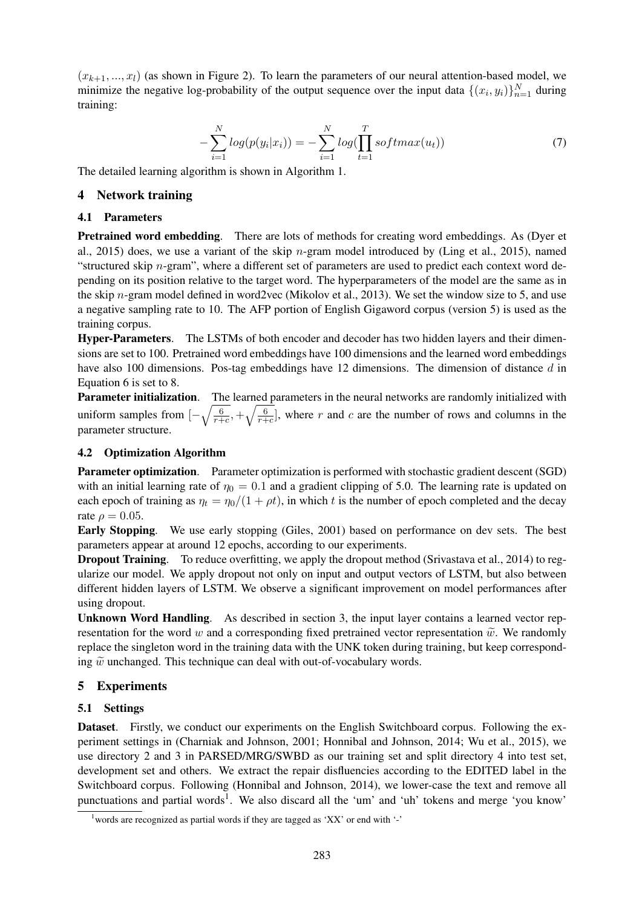$(x_{k+1}, ..., x_l)$ (as shown in Figure 2). To learn the parameters of our neural attention-based model, we minimize the negative log-probability of the output sequence over the input data $\{(x_i, y_i)\}_{n=1}^{N}$ during training:

$$-\sum_{i=1}^{N} log(p(y_i|x_i)) = -\sum_{i=1}^{N} log(\prod_{t=1}^{T} softmax(u_t)) \tag{7}$$

The detailed learning algorithm is shown in Algorithm 1.

## 4 Network training

### 4.1 Parameters

**Pretrained word embedding**. There are lots of methods for creating word embeddings. As (Dyer et al., 2015) does, we use a variant of the skip $n$-gram model introduced by (Ling et al., 2015), named "structured skip $n$-gram", where a different set of parameters are used to predict each context word depending on its position relative to the target word. The hyperparameters of the model are the same as in the skip $n$-gram model defined in word2vec (Mikolov et al., 2013). We set the window size to 5, and use a negative sampling rate to 10. The AFP portion of English Gigaword corpus (version 5) is used as the training corpus.

**Hyper-Parameters**. The LSTMs of both encoder and decoder has two hidden layers and their dimensions are set to 100. Pretrained word embeddings have 100 dimensions and the learned word embeddings have also 100 dimensions. Pos-tag embeddings have 12 dimensions. The dimension of distance $d$ in Equation 6 is set to 8.

**Parameter initialization**. The learned parameters in the neural networks are randomly initialized with uniform samples from $[-\sqrt{\frac{6}{r+c}}, +\sqrt{\frac{6}{r+c}}]$, where $r$ and $c$ are the number of rows and columns in the parameter structure.

### 4.2 Optimization Algorithm

**Parameter optimization**. Parameter optimization is performed with stochastic gradient descent (SGD) with an initial learning rate of $\eta_0 = 0.1$ and a gradient clipping of 5.0. The learning rate is updated on each epoch of training as $\eta_t = \eta_0/(1 + \rho t)$, in which $t$ is the number of epoch completed and the decay rate $\rho = 0.05$.

**Early Stopping**. We use early stopping (Giles, 2001) based on performance on dev sets. The best parameters appear at around 12 epochs, according to our experiments.

**Dropout Training**. To reduce overfitting, we apply the dropout method (Srivastava et al., 2014) to regularize our model. We apply dropout not only on input and output vectors of LSTM, but also between different hidden layers of LSTM. We observe a significant improvement on model performances after using dropout.

**Unknown Word Handling**. As described in section 3, the input layer contains a learned vector representation for the word $w$ and a corresponding fixed pretrained vector representation $\widetilde{w}$. We randomly replace the singleton word in the training data with the UNK token during training, but keep corresponding $\widetilde{w}$ unchanged. This technique can deal with out-of-vocabulary words.

## 5 Experiments

### 5.1 Settings

**Dataset**. Firstly, we conduct our experiments on the English Switchboard corpus. Following the experiment settings in (Charniak and Johnson, 2001; Honnibal and Johnson, 2014; Wu et al., 2015), we use directory 2 and 3 in PARSED/MRG/SWBD as our training set and split directory 4 into test set, development set and others. We extract the repair disfluencies according to the EDITED label in the Switchboard corpus. Following (Honnibal and Johnson, 2014), we lower-case the text and remove all punctuations and partial words[1]. We also discard all the 'um' and 'uh' tokens and merge 'you know'

[1] words are recognized as partial words if they are tagged as 'XX' or end with '-'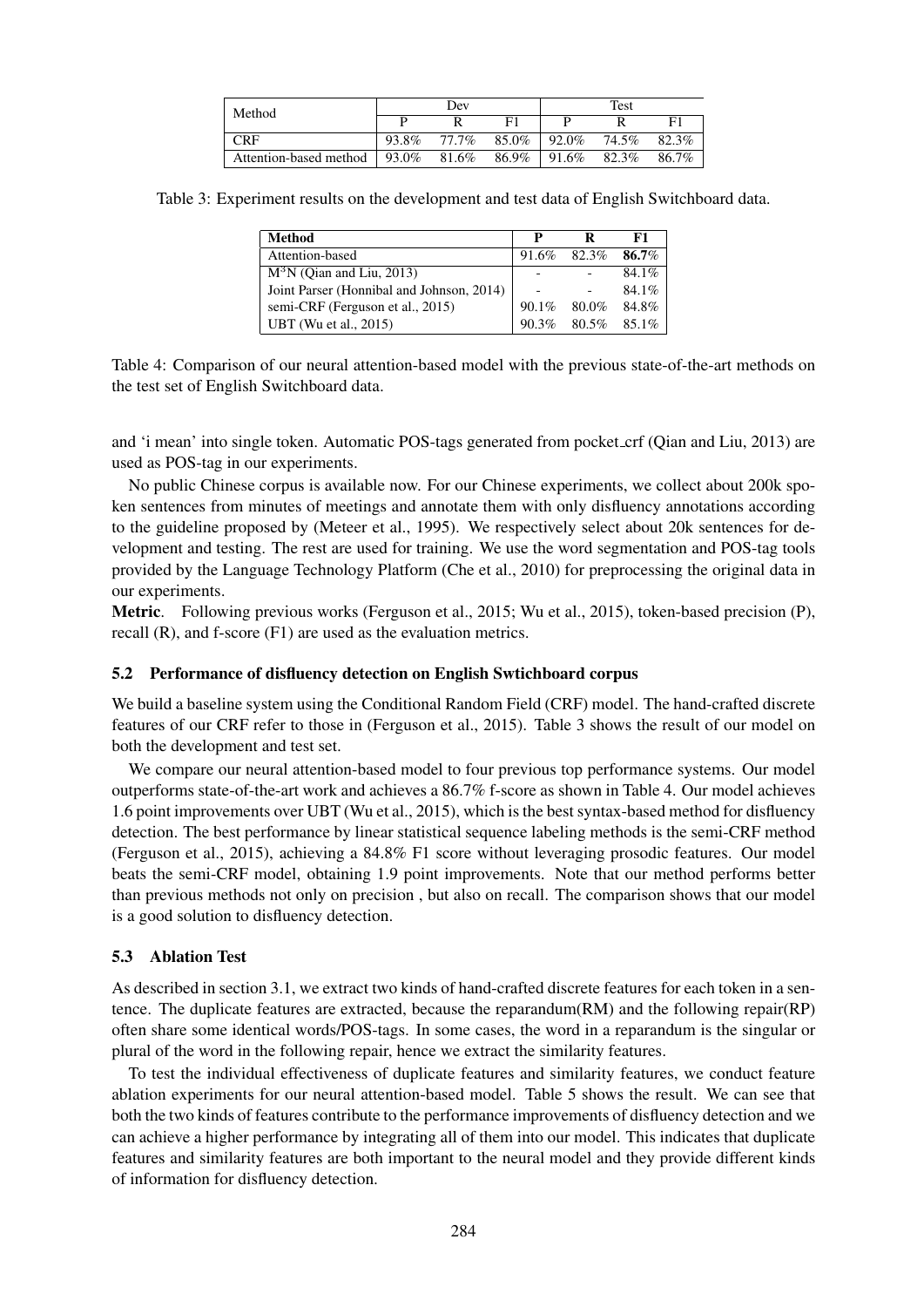| Method | Dev | | | Test | | |
|---|---|---|---|---|---|---|
| | P | R | F1 | P | R | F1 |
| CRF | 93.8% | 77.7% | 85.0% | 92.0% | 74.5% | 82.3% |
| Attention-based method | 93.0% | 81.6% | 86.9% | 91.6% | 82.3% | 86.7% |

Table 3: Experiment results on the development and test data of English Switchboard data.

| **Method** | **P** | **R** | **F1** |
|---|---|---|---|
| Attention-based | 91.6% | 82.3% | **86.7**% |
| $M^3N$ (Qian and Liu, 2013) | - | - | 84.1% |
| Joint Parser (Honnibal and Johnson, 2014) | - | - | 84.1% |
| semi-CRF (Ferguson et al., 2015) | 90.1% | 80.0% | 84.8% |
| UBT (Wu et al., 2015) | 90.3% | 80.5% | 85.1% |

Table 4: Comparison of our neural attention-based model with the previous state-of-the-art methods on the test set of English Switchboard data.

and 'i mean' into single token. Automatic POS-tags generated from pocket_crf (Qian and Liu, 2013) are used as POS-tag in our experiments.

No public Chinese corpus is available now. For our Chinese experiments, we collect about 200k spoken sentences from minutes of meetings and annotate them with only disfluency annotations according to the guideline proposed by (Meteer et al., 1995). We respectively select about 20k sentences for development and testing. The rest are used for training. We use the word segmentation and POS-tag tools provided by the Language Technology Platform (Che et al., 2010) for preprocessing the original data in our experiments.

**Metric**. Following previous works (Ferguson et al., 2015; Wu et al., 2015), token-based precision (P), recall (R), and f-score (F1) are used as the evaluation metrics.

### 5.2 Performance of disfluency detection on English Swtichboard corpus

We build a baseline system using the Conditional Random Field (CRF) model. The hand-crafted discrete features of our CRF refer to those in (Ferguson et al., 2015). Table 3 shows the result of our model on both the development and test set.

We compare our neural attention-based model to four previous top performance systems. Our model outperforms state-of-the-art work and achieves a 86.7% f-score as shown in Table 4. Our model achieves 1.6 point improvements over UBT (Wu et al., 2015), which is the best syntax-based method for disfluency detection. The best performance by linear statistical sequence labeling methods is the semi-CRF method (Ferguson et al., 2015), achieving a 84.8% F1 score without leveraging prosodic features. Our model beats the semi-CRF model, obtaining 1.9 point improvements. Note that our method performs better than previous methods not only on precision , but also on recall. The comparison shows that our model is a good solution to disfluency detection.

### 5.3 Ablation Test

As described in section 3.1, we extract two kinds of hand-crafted discrete features for each token in a sentence. The duplicate features are extracted, because the reparandum(RM) and the following repair(RP) often share some identical words/POS-tags. In some cases, the word in a reparandum is the singular or plural of the word in the following repair, hence we extract the similarity features.

To test the individual effectiveness of duplicate features and similarity features, we conduct feature ablation experiments for our neural attention-based model. Table 5 shows the result. We can see that both the two kinds of features contribute to the performance improvements of disfluency detection and we can achieve a higher performance by integrating all of them into our model. This indicates that duplicate features and similarity features are both important to the neural model and they provide different kinds of information for disfluency detection.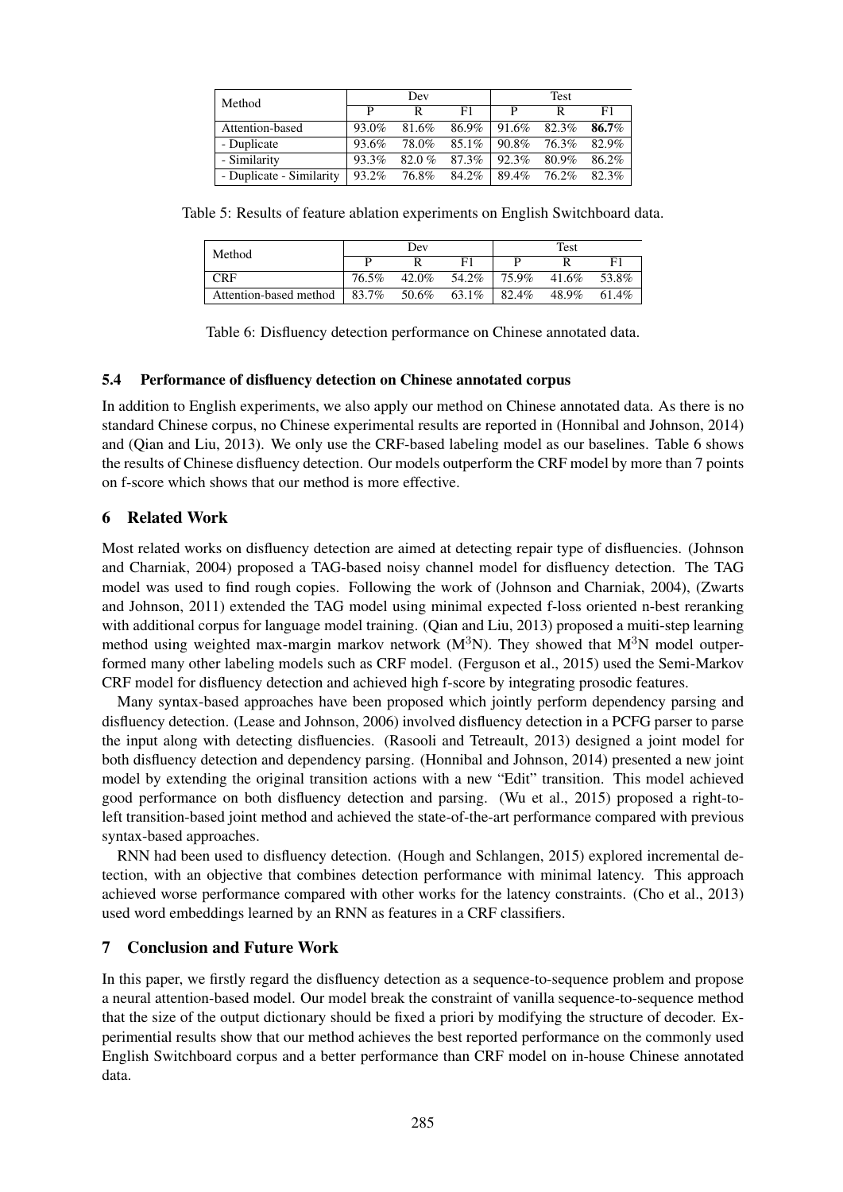| Method | Dev | | | Test | | |
|---|---|---|---|---|---|---|
| | P | R | F1 | P | R | F1 |
| Attention-based | 93.0% | 81.6% | 86.9% | 91.6% | 82.3% | **86.7**% |
| - Duplicate | 93.6% | 78.0% | 85.1% | 90.8% | 76.3% | 82.9% |
| - Similarity | 93.3% | 82.0 % | 87.3% | 92.3% | 80.9% | 86.2% |
| - Duplicate - Similarity | 93.2% | 76.8% | 84.2% | 89.4% | 76.2% | 82.3% |

Table 5: Results of feature ablation experiments on English Switchboard data.

| Method | Dev | | | Test | | |
|---|---|---|---|---|---|---|
| | P | R | F1 | P | R | F1 |
| CRF | 76.5% | 42.0% | 54.2% | 75.9% | 41.6% | 53.8% |
| Attention-based method | 83.7% | 50.6% | 63.1% | 82.4% | 48.9% | 61.4% |

Table 6: Disfluency detection performance on Chinese annotated data.

### 5.4 Performance of disfluency detection on Chinese annotated corpus

In addition to English experiments, we also apply our method on Chinese annotated data. As there is no standard Chinese corpus, no Chinese experimental results are reported in (Honnibal and Johnson, 2014) and (Qian and Liu, 2013). We only use the CRF-based labeling model as our baselines. Table 6 shows the results of Chinese disfluency detection. Our models outperform the CRF model by more than 7 points on f-score which shows that our method is more effective.

## 6 Related Work

Most related works on disfluency detection are aimed at detecting repair type of disfluencies. (Johnson and Charniak, 2004) proposed a TAG-based noisy channel model for disfluency detection. The TAG model was used to find rough copies. Following the work of (Johnson and Charniak, 2004), (Zwarts and Johnson, 2011) extended the TAG model using minimal expected f-loss oriented n-best reranking with additional corpus for language model training. (Qian and Liu, 2013) proposed a muiti-step learning method using weighted max-margin markov network ($M^3N$). They showed that $M^3N$ model outperformed many other labeling models such as CRF model. (Ferguson et al., 2015) used the Semi-Markov CRF model for disfluency detection and achieved high f-score by integrating prosodic features.

Many syntax-based approaches have been proposed which jointly perform dependency parsing and disfluency detection. (Lease and Johnson, 2006) involved disfluency detection in a PCFG parser to parse the input along with detecting disfluencies. (Rasooli and Tetreault, 2013) designed a joint model for both disfluency detection and dependency parsing. (Honnibal and Johnson, 2014) presented a new joint model by extending the original transition actions with a new "Edit" transition. This model achieved good performance on both disfluency detection and parsing. (Wu et al., 2015) proposed a right-to-left transition-based joint method and achieved the state-of-the-art performance compared with previous syntax-based approaches.

RNN had been used to disfluency detection. (Hough and Schlangen, 2015) explored incremental detection, with an objective that combines detection performance with minimal latency. This approach achieved worse performance compared with other works for the latency constraints. (Cho et al., 2013) used word embeddings learned by an RNN as features in a CRF classifiers.

## 7 Conclusion and Future Work

In this paper, we firstly regard the disfluency detection as a sequence-to-sequence problem and propose a neural attention-based model. Our model break the constraint of vanilla sequence-to-sequence method that the size of the output dictionary should be fixed a priori by modifying the structure of decoder. Experimential results show that our method achieves the best reported performance on the commonly used English Switchboard corpus and a better performance than CRF model on in-house Chinese annotated data.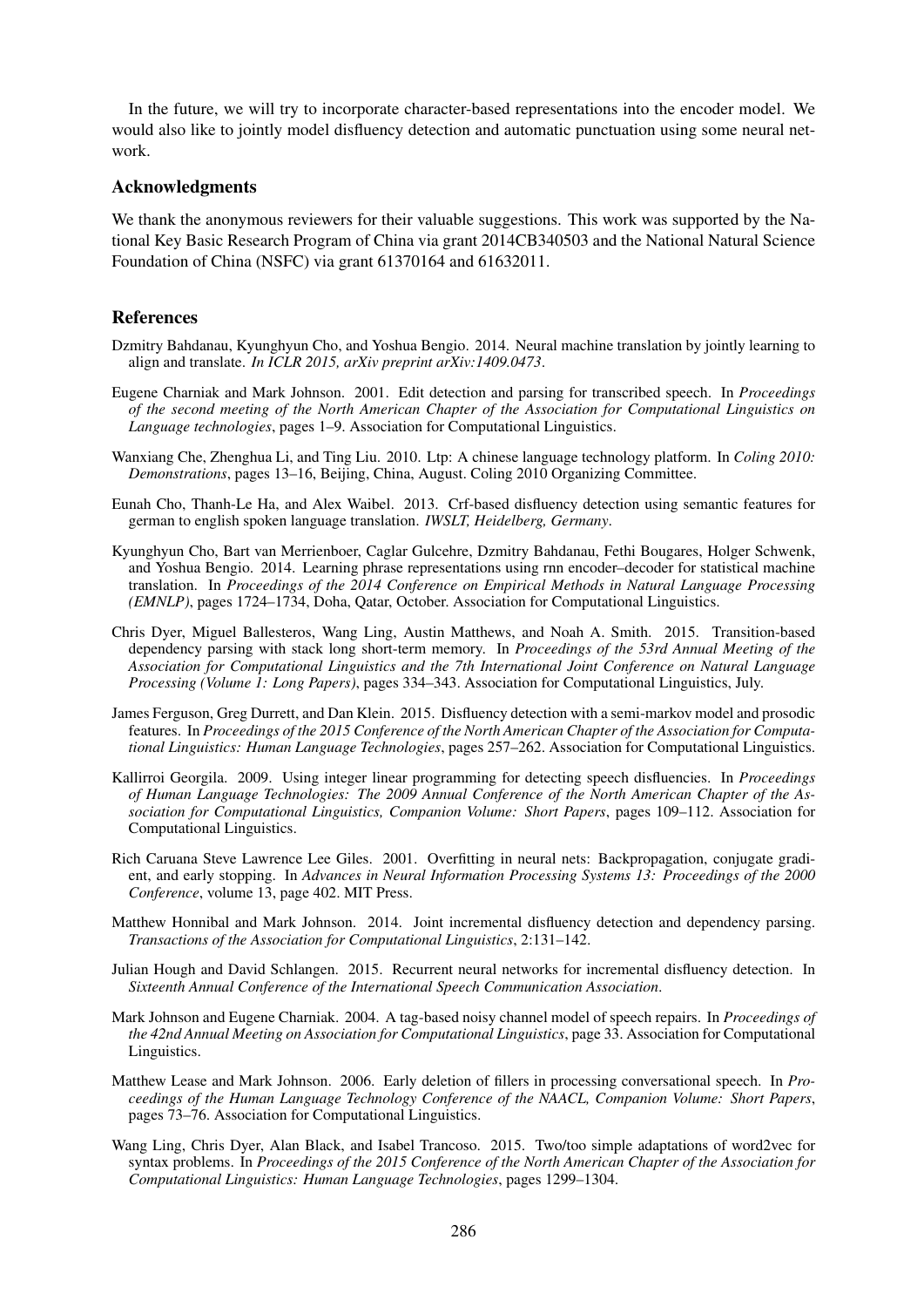In the future, we will try to incorporate character-based representations into the encoder model. We would also like to jointly model disfluency detection and automatic punctuation using some neural network.

## Acknowledgments

We thank the anonymous reviewers for their valuable suggestions. This work was supported by the National Key Basic Research Program of China via grant 2014CB340503 and the National Natural Science Foundation of China (NSFC) via grant 61370164 and 61632011.

## References

Dzmitry Bahdanau, Kyunghyun Cho, and Yoshua Bengio. 2014. Neural machine translation by jointly learning to align and translate. *In ICLR 2015, arXiv preprint arXiv:1409.0473*.

Eugene Charniak and Mark Johnson. 2001. Edit detection and parsing for transcribed speech. In *Proceedings of the second meeting of the North American Chapter of the Association for Computational Linguistics on Language technologies*, pages 1–9. Association for Computational Linguistics.

Wanxiang Che, Zhenghua Li, and Ting Liu. 2010. Ltp: A chinese language technology platform. In *Coling 2010: Demonstrations*, pages 13–16, Beijing, China, August. Coling 2010 Organizing Committee.

Eunah Cho, Thanh-Le Ha, and Alex Waibel. 2013. Crf-based disfluency detection using semantic features for german to english spoken language translation. *IWSLT, Heidelberg, Germany*.

Kyunghyun Cho, Bart van Merrienboer, Caglar Gulcehre, Dzmitry Bahdanau, Fethi Bougares, Holger Schwenk, and Yoshua Bengio. 2014. Learning phrase representations using rnn encoder–decoder for statistical machine translation. In *Proceedings of the 2014 Conference on Empirical Methods in Natural Language Processing (EMNLP)*, pages 1724–1734, Doha, Qatar, October. Association for Computational Linguistics.

Chris Dyer, Miguel Ballesteros, Wang Ling, Austin Matthews, and Noah A. Smith. 2015. Transition-based dependency parsing with stack long short-term memory. In *Proceedings of the 53rd Annual Meeting of the Association for Computational Linguistics and the 7th International Joint Conference on Natural Language Processing (Volume 1: Long Papers)*, pages 334–343. Association for Computational Linguistics, July.

James Ferguson, Greg Durrett, and Dan Klein. 2015. Disfluency detection with a semi-markov model and prosodic features. In *Proceedings of the 2015 Conference of the North American Chapter of the Association for Computational Linguistics: Human Language Technologies*, pages 257–262. Association for Computational Linguistics.

Kallirroi Georgila. 2009. Using integer linear programming for detecting speech disfluencies. In *Proceedings of Human Language Technologies: The 2009 Annual Conference of the North American Chapter of the Association for Computational Linguistics, Companion Volume: Short Papers*, pages 109–112. Association for Computational Linguistics.

Rich Caruana Steve Lawrence Lee Giles. 2001. Overfitting in neural nets: Backpropagation, conjugate gradient, and early stopping. In *Advances in Neural Information Processing Systems 13: Proceedings of the 2000 Conference*, volume 13, page 402. MIT Press.

Matthew Honnibal and Mark Johnson. 2014. Joint incremental disfluency detection and dependency parsing. *Transactions of the Association for Computational Linguistics*, 2:131–142.

Julian Hough and David Schlangen. 2015. Recurrent neural networks for incremental disfluency detection. In *Sixteenth Annual Conference of the International Speech Communication Association*.

Mark Johnson and Eugene Charniak. 2004. A tag-based noisy channel model of speech repairs. In *Proceedings of the 42nd Annual Meeting on Association for Computational Linguistics*, page 33. Association for Computational Linguistics.

Matthew Lease and Mark Johnson. 2006. Early deletion of fillers in processing conversational speech. In *Proceedings of the Human Language Technology Conference of the NAACL, Companion Volume: Short Papers*, pages 73–76. Association for Computational Linguistics.

Wang Ling, Chris Dyer, Alan Black, and Isabel Trancoso. 2015. Two/too simple adaptations of word2vec for syntax problems. In *Proceedings of the 2015 Conference of the North American Chapter of the Association for Computational Linguistics: Human Language Technologies*, pages 1299–1304.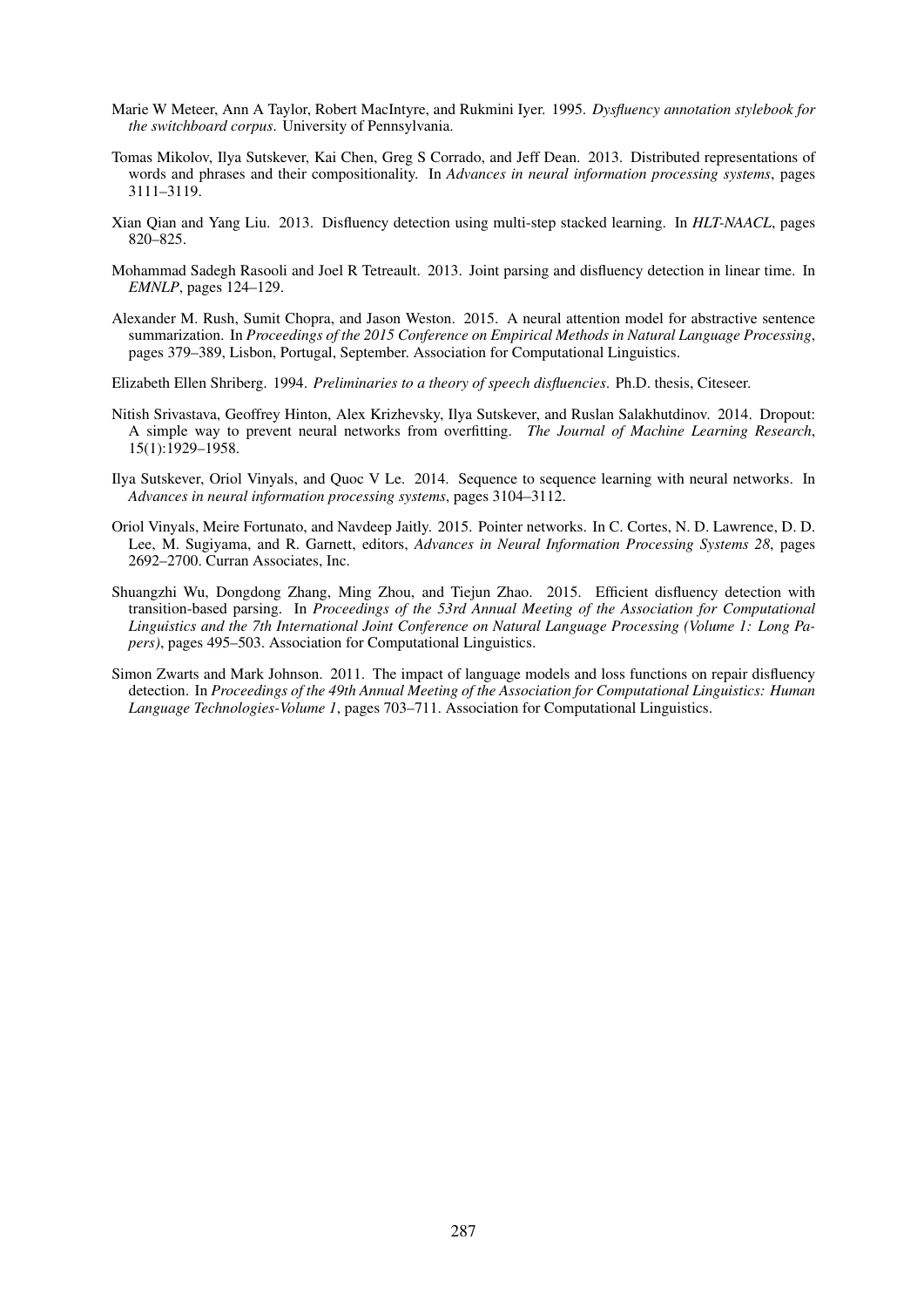Marie W Meteer, Ann A Taylor, Robert MacIntyre, and Rukmini Iyer. 1995. *Dysfluency annotation stylebook for the switchboard corpus*. University of Pennsylvania.

Tomas Mikolov, Ilya Sutskever, Kai Chen, Greg S Corrado, and Jeff Dean. 2013. Distributed representations of words and phrases and their compositionality. In *Advances in neural information processing systems*, pages 3111–3119.

Xian Qian and Yang Liu. 2013. Disfluency detection using multi-step stacked learning. In *HLT-NAACL*, pages 820–825.

Mohammad Sadegh Rasooli and Joel R Tetreault. 2013. Joint parsing and disfluency detection in linear time. In *EMNLP*, pages 124–129.

Alexander M. Rush, Sumit Chopra, and Jason Weston. 2015. A neural attention model for abstractive sentence summarization. In *Proceedings of the 2015 Conference on Empirical Methods in Natural Language Processing*, pages 379–389, Lisbon, Portugal, September. Association for Computational Linguistics.

Elizabeth Ellen Shriberg. 1994. *Preliminaries to a theory of speech disfluencies*. Ph.D. thesis, Citeseer.

Nitish Srivastava, Geoffrey Hinton, Alex Krizhevsky, Ilya Sutskever, and Ruslan Salakhutdinov. 2014. Dropout: A simple way to prevent neural networks from overfitting. *The Journal of Machine Learning Research*, 15(1):1929–1958.

Ilya Sutskever, Oriol Vinyals, and Quoc V Le. 2014. Sequence to sequence learning with neural networks. In *Advances in neural information processing systems*, pages 3104–3112.

Oriol Vinyals, Meire Fortunato, and Navdeep Jaitly. 2015. Pointer networks. In C. Cortes, N. D. Lawrence, D. D. Lee, M. Sugiyama, and R. Garnett, editors, *Advances in Neural Information Processing Systems 28*, pages 2692–2700. Curran Associates, Inc.

Shuangzhi Wu, Dongdong Zhang, Ming Zhou, and Tiejun Zhao. 2015. Efficient disfluency detection with transition-based parsing. In *Proceedings of the 53rd Annual Meeting of the Association for Computational Linguistics and the 7th International Joint Conference on Natural Language Processing (Volume 1: Long Papers)*, pages 495–503. Association for Computational Linguistics.

Simon Zwarts and Mark Johnson. 2011. The impact of language models and loss functions on repair disfluency detection. In *Proceedings of the 49th Annual Meeting of the Association for Computational Linguistics: Human Language Technologies-Volume 1*, pages 703–711. Association for Computational Linguistics.